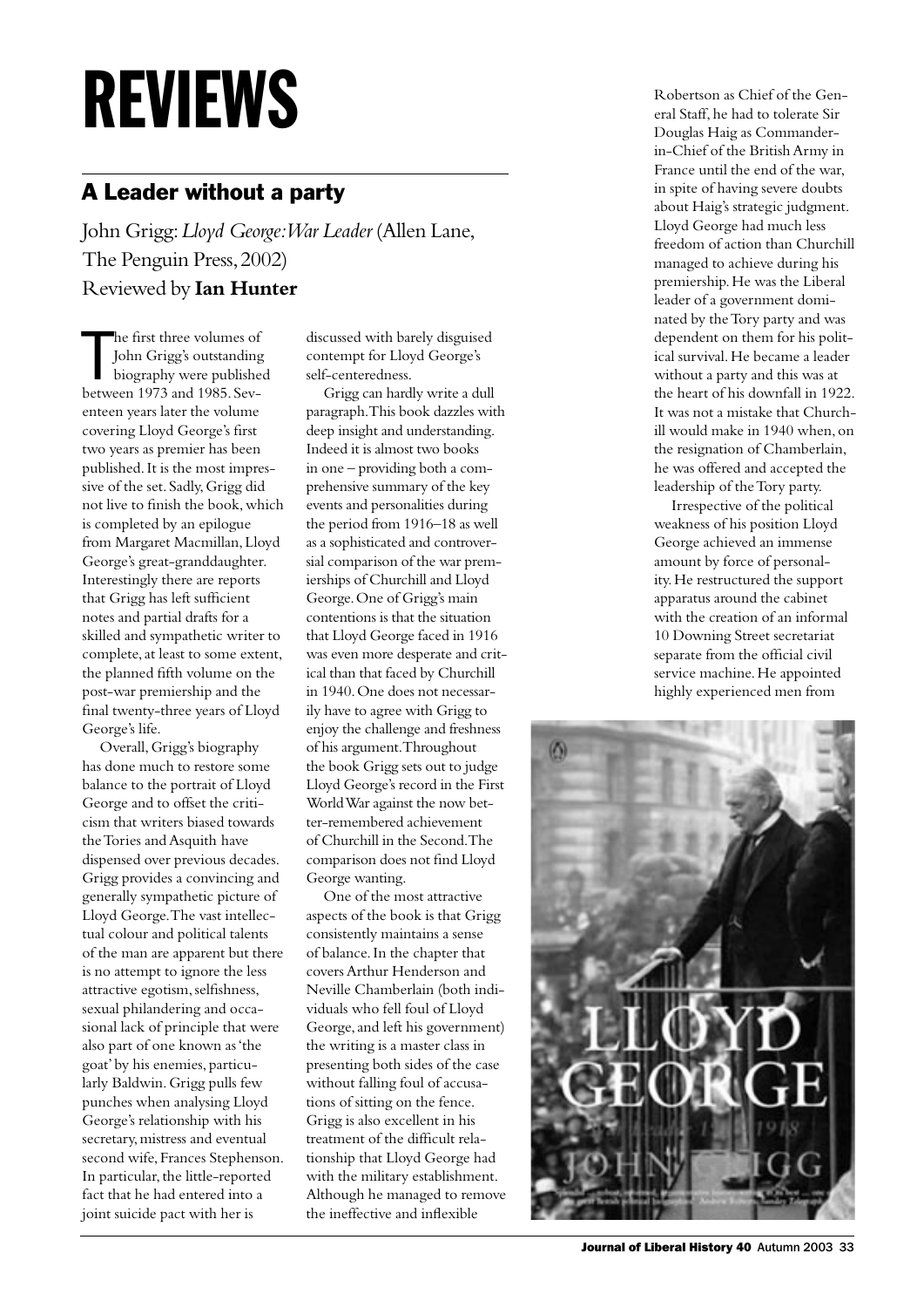# REVIEWS

## A Leader without a party

John Grigg: *Lloyd George: War Leader* (Allen Lane, The Penguin Press, 2002)
Reviewed by **Ian Hunter**

The first three volumes of John Grigg's outstanding biography were published between 1973 and 1985. Seventeen years later the volume covering Lloyd George's first two years as premier has been published. It is the most impressive of the set. Sadly, Grigg did not live to finish the book, which is completed by an epilogue from Margaret Macmillan, Lloyd George's great-granddaughter. Interestingly there are reports that Grigg has left sufficient notes and partial drafts for a skilled and sympathetic writer to complete, at least to some extent, the planned fifth volume on the post-war premiership and the final twenty-three years of Lloyd George's life.

Overall, Grigg's biography has done much to restore some balance to the portrait of Lloyd George and to offset the criticism that writers biased towards the Tories and Asquith have dispensed over previous decades. Grigg provides a convincing and generally sympathetic picture of Lloyd George. The vast intellectual colour and political talents of the man are apparent but there is no attempt to ignore the less attractive egotism, selfishness, sexual philandering and occasional lack of principle that were also part of one known as 'the goat' by his enemies, particularly Baldwin. Grigg pulls few punches when analysing Lloyd George's relationship with his secretary, mistress and eventual second wife, Frances Stephenson. In particular, the little-reported fact that he had entered into a joint suicide pact with her is discussed with barely disguised contempt for Lloyd George's self-centeredness.

Grigg can hardly write a dull paragraph. This book dazzles with deep insight and understanding. Indeed it is almost two books in one – providing both a comprehensive summary of the key events and personalities during the period from 1916–18 as well as a sophisticated and controversial comparison of the war premierships of Churchill and Lloyd George. One of Grigg's main contentions is that the situation that Lloyd George faced in 1916 was even more desperate and critical than that faced by Churchill in 1940. One does not necessarily have to agree with Grigg to enjoy the challenge and freshness of his argument. Throughout the book Grigg sets out to judge Lloyd George's record in the First World War against the now better-remembered achievement of Churchill in the Second. The comparison does not find Lloyd George wanting.

One of the most attractive aspects of the book is that Grigg consistently maintains a sense of balance. In the chapter that covers Arthur Henderson and Neville Chamberlain (both individuals who fell foul of Lloyd George, and left his government) the writing is a master class in presenting both sides of the case without falling foul of accusations of sitting on the fence. Grigg is also excellent in his treatment of the difficult relationship that Lloyd George had with the military establishment. Although he managed to remove the ineffective and inflexible Robertson as Chief of the General Staff, he had to tolerate Sir Douglas Haig as Commander-in-Chief of the British Army in France until the end of the war, in spite of having severe doubts about Haig's strategic judgment. Lloyd George had much less freedom of action than Churchill managed to achieve during his premiership. He was the Liberal leader of a government dominated by the Tory party and was dependent on them for his political survival. He became a leader without a party and this was at the heart of his downfall in 1922. It was not a mistake that Churchill would make in 1940 when, on the resignation of Chamberlain, he was offered and accepted the leadership of the Tory party.

Irrespective of the political weakness of his position Lloyd George achieved an immense amount by force of personality. He restructured the support apparatus around the cabinet with the creation of an informal 10 Downing Street secretariat separate from the official civil service machine. He appointed highly experienced men from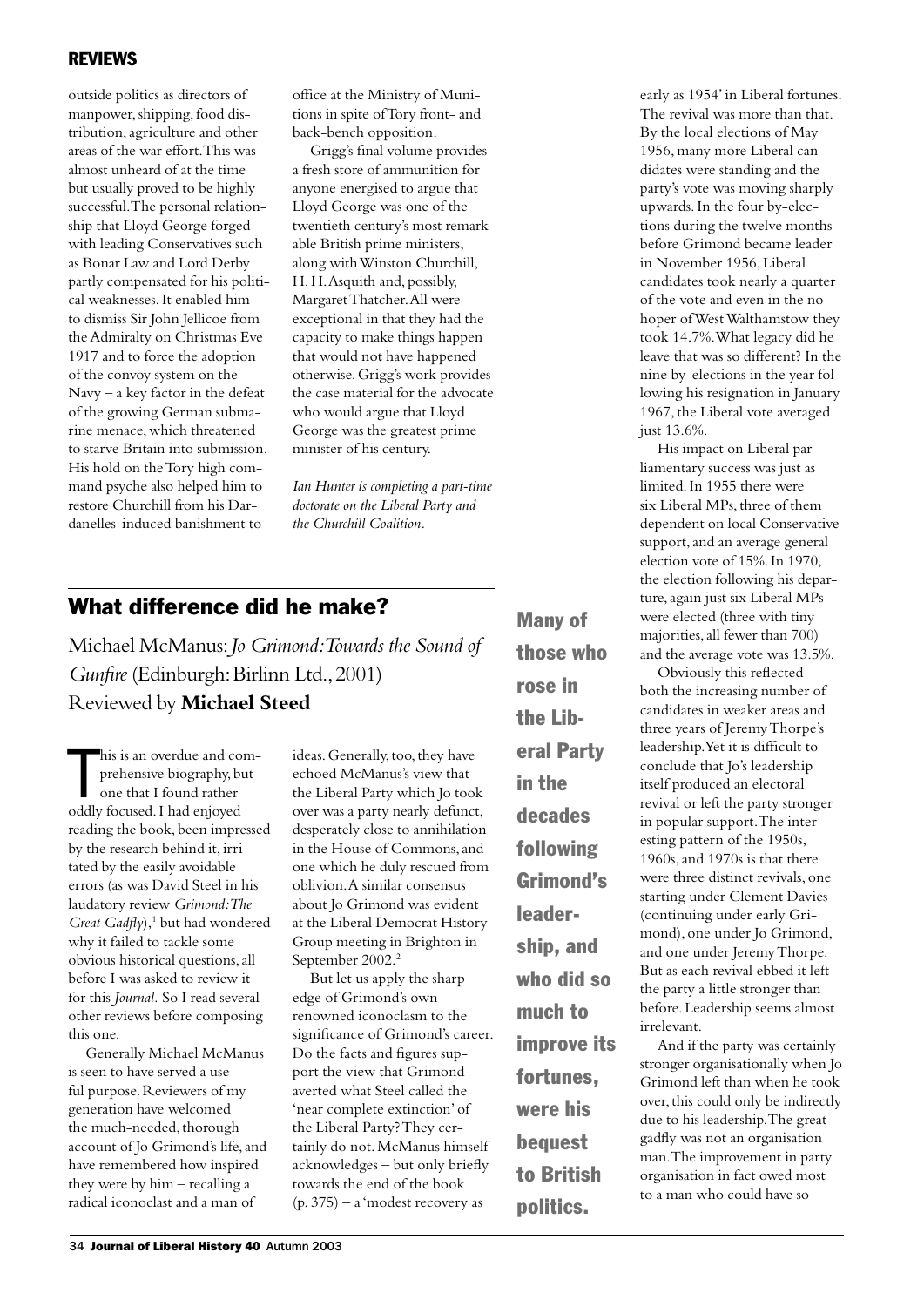outside politics as directors of manpower, shipping, food distribution, agriculture and other areas of the war effort. This was almost unheard of at the time but usually proved to be highly successful. The personal relationship that Lloyd George forged with leading Conservatives such as Bonar Law and Lord Derby partly compensated for his political weaknesses. It enabled him to dismiss Sir John Jellicoe from the Admiralty on Christmas Eve 1917 and to force the adoption of the convoy system on the Navy – a key factor in the defeat of the growing German submarine menace, which threatened to starve Britain into submission. His hold on the Tory high command psyche also helped him to restore Churchill from his Dardanelles-induced banishment to office at the Ministry of Munitions in spite of Tory front- and back-bench opposition.

Grigg's final volume provides a fresh store of ammunition for anyone energised to argue that Lloyd George was one of the twentieth century's most remarkable British prime ministers, along with Winston Churchill, H. H. Asquith and, possibly, Margaret Thatcher. All were exceptional in that they had the capacity to make things happen that would not have happened otherwise. Grigg's work provides the case material for the advocate who would argue that Lloyd George was the greatest prime minister of his century.

*Ian Hunter is completing a part-time doctorate on the Liberal Party and the Churchill Coalition.*

## What difference did he make?

Michael McManus: *Jo Grimond: Towards the Sound of Gunfire* (Edinburgh: Birlinn Ltd., 2001)
Reviewed by **Michael Steed**

This is an overdue and comprehensive biography, but one that I found rather oddly focused. I had enjoyed reading the book, been impressed by the research behind it, irritated by the easily avoidable errors (as was David Steel in his laudatory review *Grimond: The Great Gadfly*),[1] but had wondered why it failed to tackle some obvious historical questions, all before I was asked to review it for this *Journal.* So I read several other reviews before composing this one.

Generally Michael McManus is seen to have served a useful purpose. Reviewers of my generation have welcomed the much-needed, thorough account of Jo Grimond's life, and have remembered how inspired they were by him – recalling a radical iconoclast and a man of ideas. Generally, too, they have echoed McManus's view that the Liberal Party which Jo took over was a party nearly defunct, desperately close to annihilation in the House of Commons, and one which he duly rescued from oblivion. A similar consensus about Jo Grimond was evident at the Liberal Democrat History Group meeting in Brighton in September 2002.[2]

But let us apply the sharp edge of Grimond's own renowned iconoclasm to the significance of Grimond's career. Do the facts and figures support the view that Grimond averted what Steel called the 'near complete extinction' of the Liberal Party? They certainly do not. McManus himself acknowledges – but only briefly towards the end of the book (p. 375) – a 'modest recovery as early as 1954' in Liberal fortunes. The revival was more than that. By the local elections of May 1956, many more Liberal candidates were standing and the party's vote was moving sharply upwards. In the four by-elections during the twelve months before Grimond became leader in November 1956, Liberal candidates took nearly a quarter of the vote and even in the no-hoper of West Walthamstow they took 14.7%. What legacy did he leave that was so different? In the nine by-elections in the year following his resignation in January 1967, the Liberal vote averaged just 13.6%.

**Many of those who rose in the Liberal Party in the decades following Grimond's leadership, and who did so much to improve its fortunes, were his bequest to British politics.**

His impact on Liberal parliamentary success was just as limited. In 1955 there were six Liberal MPs, three of them dependent on local Conservative support, and an average general election vote of 15%. In 1970, the election following his departure, again just six Liberal MPs were elected (three with tiny majorities, all fewer than 700) and the average vote was 13.5%.

Obviously this reflected both the increasing number of candidates in weaker areas and three years of Jeremy Thorpe's leadership. Yet it is difficult to conclude that Jo's leadership itself produced an electoral revival or left the party stronger in popular support. The interesting pattern of the 1950s, 1960s, and 1970s is that there were three distinct revivals, one starting under Clement Davies (continuing under early Grimond), one under Jo Grimond, and one under Jeremy Thorpe. But as each revival ebbed it left the party a little stronger than before. Leadership seems almost irrelevant.

And if the party was certainly stronger organisationally when Jo Grimond left than when he took over, this could only be indirectly due to his leadership. The great gadfly was not an organisation man. The improvement in party organisation in fact owed most to a man who could have so